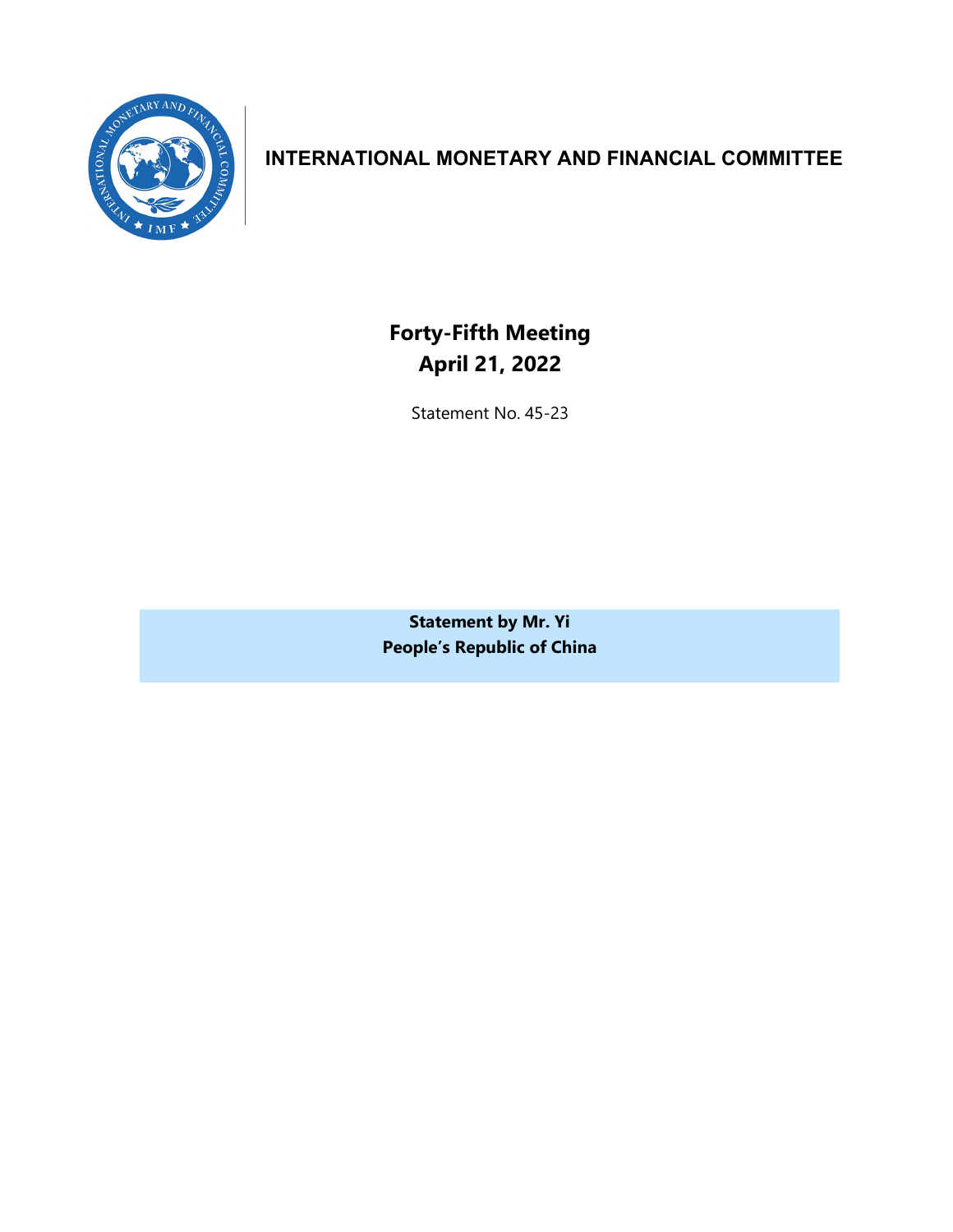# INTERNATIONAL MONETARY AND FINANCIAL COMMITTEE

## Forty-Fifth Meeting
## April 21, 2022

Statement No. 45-23

**Statement by Mr. Yi**
**People's Republic of China**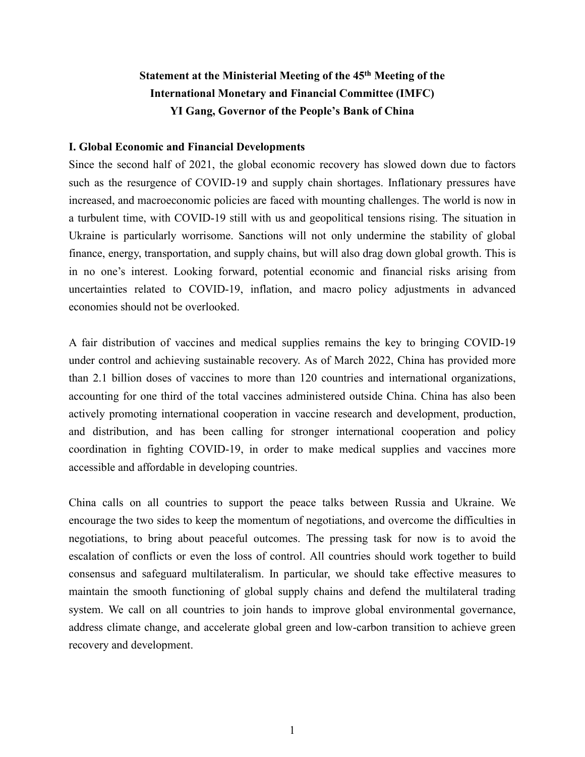**Statement at the Ministerial Meeting of the 45th Meeting of the International Monetary and Financial Committee (IMFC)**
**YI Gang, Governor of the People's Bank of China**

## I. Global Economic and Financial Developments

Since the second half of 2021, the global economic recovery has slowed down due to factors such as the resurgence of COVID-19 and supply chain shortages. Inflationary pressures have increased, and macroeconomic policies are faced with mounting challenges. The world is now in a turbulent time, with COVID-19 still with us and geopolitical tensions rising. The situation in Ukraine is particularly worrisome. Sanctions will not only undermine the stability of global finance, energy, transportation, and supply chains, but will also drag down global growth. This is in no one's interest. Looking forward, potential economic and financial risks arising from uncertainties related to COVID-19, inflation, and macro policy adjustments in advanced economies should not be overlooked.

A fair distribution of vaccines and medical supplies remains the key to bringing COVID-19 under control and achieving sustainable recovery. As of March 2022, China has provided more than 2.1 billion doses of vaccines to more than 120 countries and international organizations, accounting for one third of the total vaccines administered outside China. China has also been actively promoting international cooperation in vaccine research and development, production, and distribution, and has been calling for stronger international cooperation and policy coordination in fighting COVID-19, in order to make medical supplies and vaccines more accessible and affordable in developing countries.

China calls on all countries to support the peace talks between Russia and Ukraine. We encourage the two sides to keep the momentum of negotiations, and overcome the difficulties in negotiations, to bring about peaceful outcomes. The pressing task for now is to avoid the escalation of conflicts or even the loss of control. All countries should work together to build consensus and safeguard multilateralism. In particular, we should take effective measures to maintain the smooth functioning of global supply chains and defend the multilateral trading system. We call on all countries to join hands to improve global environmental governance, address climate change, and accelerate global green and low-carbon transition to achieve green recovery and development.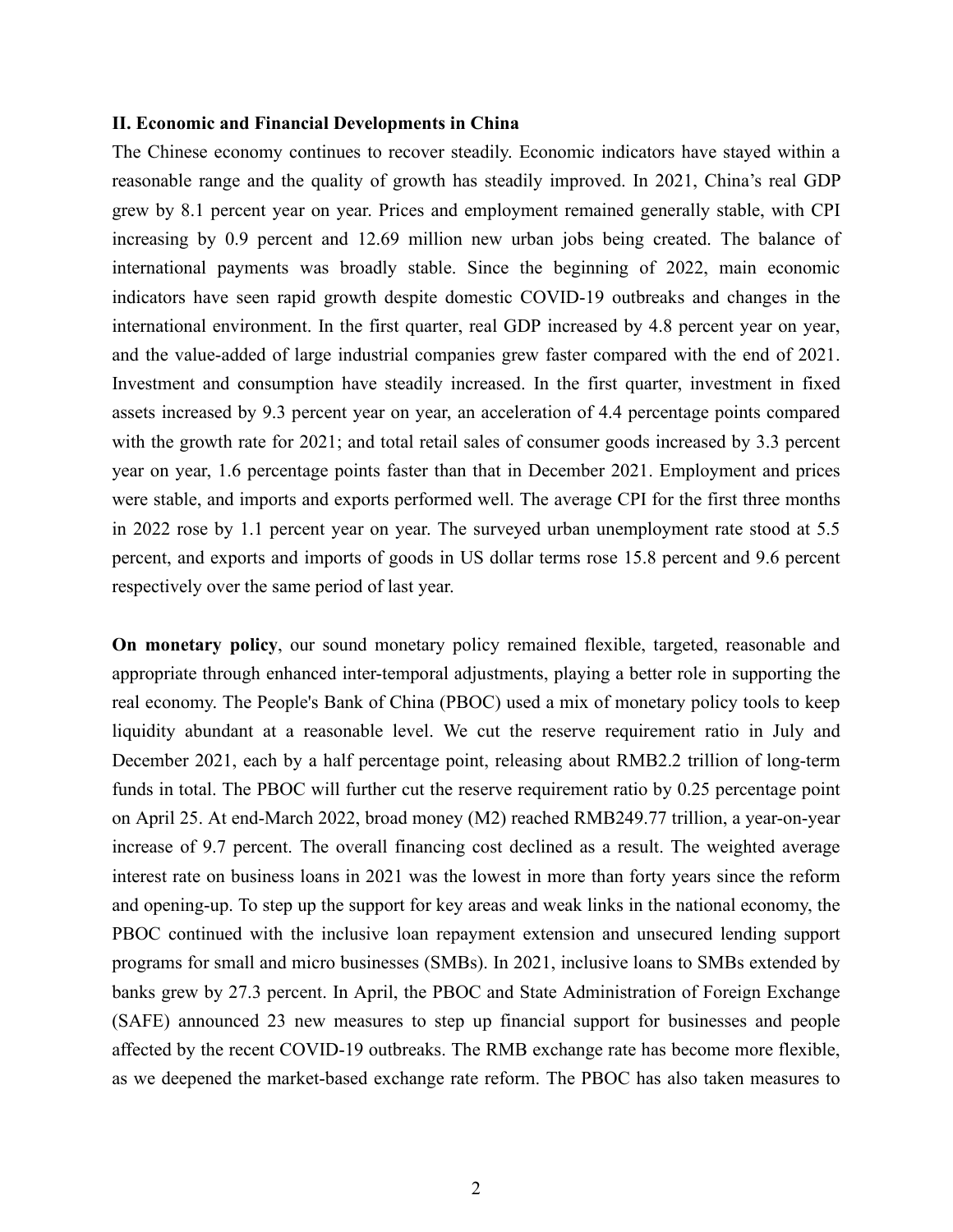## II. Economic and Financial Developments in China

The Chinese economy continues to recover steadily. Economic indicators have stayed within a reasonable range and the quality of growth has steadily improved. In 2021, China's real GDP grew by 8.1 percent year on year. Prices and employment remained generally stable, with CPI increasing by 0.9 percent and 12.69 million new urban jobs being created. The balance of international payments was broadly stable. Since the beginning of 2022, main economic indicators have seen rapid growth despite domestic COVID-19 outbreaks and changes in the international environment. In the first quarter, real GDP increased by 4.8 percent year on year, and the value-added of large industrial companies grew faster compared with the end of 2021. Investment and consumption have steadily increased. In the first quarter, investment in fixed assets increased by 9.3 percent year on year, an acceleration of 4.4 percentage points compared with the growth rate for 2021; and total retail sales of consumer goods increased by 3.3 percent year on year, 1.6 percentage points faster than that in December 2021. Employment and prices were stable, and imports and exports performed well. The average CPI for the first three months in 2022 rose by 1.1 percent year on year. The surveyed urban unemployment rate stood at 5.5 percent, and exports and imports of goods in US dollar terms rose 15.8 percent and 9.6 percent respectively over the same period of last year.

**On monetary policy**, our sound monetary policy remained flexible, targeted, reasonable and appropriate through enhanced inter-temporal adjustments, playing a better role in supporting the real economy. The People's Bank of China (PBOC) used a mix of monetary policy tools to keep liquidity abundant at a reasonable level. We cut the reserve requirement ratio in July and December 2021, each by a half percentage point, releasing about RMB2.2 trillion of long-term funds in total. The PBOC will further cut the reserve requirement ratio by 0.25 percentage point on April 25. At end-March 2022, broad money (M2) reached RMB249.77 trillion, a year-on-year increase of 9.7 percent. The overall financing cost declined as a result. The weighted average interest rate on business loans in 2021 was the lowest in more than forty years since the reform and opening-up. To step up the support for key areas and weak links in the national economy, the PBOC continued with the inclusive loan repayment extension and unsecured lending support programs for small and micro businesses (SMBs). In 2021, inclusive loans to SMBs extended by banks grew by 27.3 percent. In April, the PBOC and State Administration of Foreign Exchange (SAFE) announced 23 new measures to step up financial support for businesses and people affected by the recent COVID-19 outbreaks. The RMB exchange rate has become more flexible, as we deepened the market-based exchange rate reform. The PBOC has also taken measures to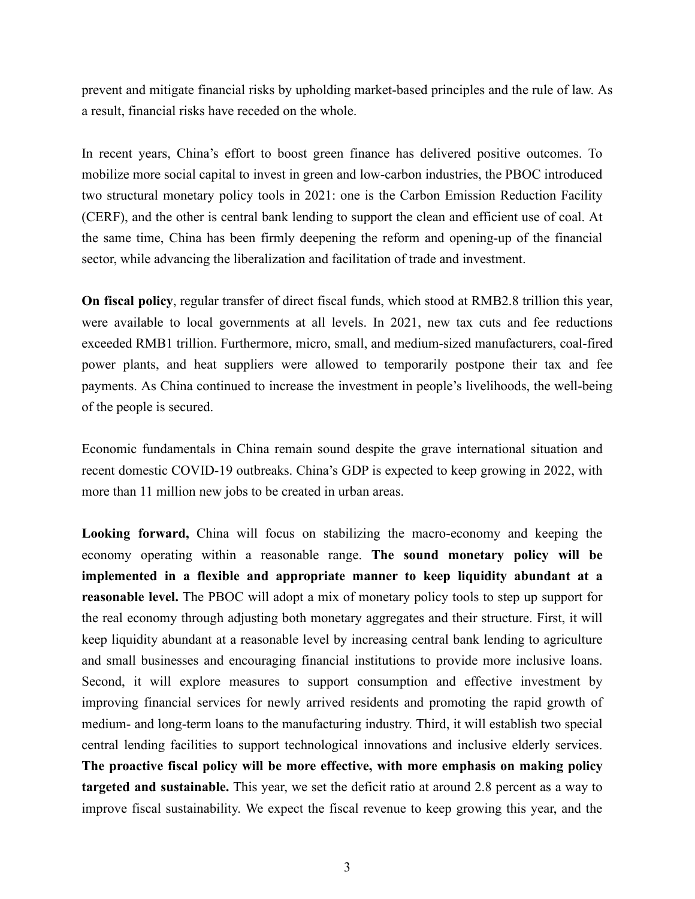prevent and mitigate financial risks by upholding market-based principles and the rule of law. As a result, financial risks have receded on the whole.

In recent years, China's effort to boost green finance has delivered positive outcomes. To mobilize more social capital to invest in green and low-carbon industries, the PBOC introduced two structural monetary policy tools in 2021: one is the Carbon Emission Reduction Facility (CERF), and the other is central bank lending to support the clean and efficient use of coal. At the same time, China has been firmly deepening the reform and opening-up of the financial sector, while advancing the liberalization and facilitation of trade and investment.

**On fiscal policy**, regular transfer of direct fiscal funds, which stood at RMB2.8 trillion this year, were available to local governments at all levels. In 2021, new tax cuts and fee reductions exceeded RMB1 trillion. Furthermore, micro, small, and medium-sized manufacturers, coal-fired power plants, and heat suppliers were allowed to temporarily postpone their tax and fee payments. As China continued to increase the investment in people's livelihoods, the well-being of the people is secured.

Economic fundamentals in China remain sound despite the grave international situation and recent domestic COVID-19 outbreaks. China's GDP is expected to keep growing in 2022, with more than 11 million new jobs to be created in urban areas.

**Looking forward,** China will focus on stabilizing the macro-economy and keeping the economy operating within a reasonable range. **The sound monetary policy will be implemented in a flexible and appropriate manner to keep liquidity abundant at a reasonable level.** The PBOC will adopt a mix of monetary policy tools to step up support for the real economy through adjusting both monetary aggregates and their structure. First, it will keep liquidity abundant at a reasonable level by increasing central bank lending to agriculture and small businesses and encouraging financial institutions to provide more inclusive loans. Second, it will explore measures to support consumption and effective investment by improving financial services for newly arrived residents and promoting the rapid growth of medium- and long-term loans to the manufacturing industry. Third, it will establish two special central lending facilities to support technological innovations and inclusive elderly services. **The proactive fiscal policy will be more effective, with more emphasis on making policy targeted and sustainable.** This year, we set the deficit ratio at around 2.8 percent as a way to improve fiscal sustainability. We expect the fiscal revenue to keep growing this year, and the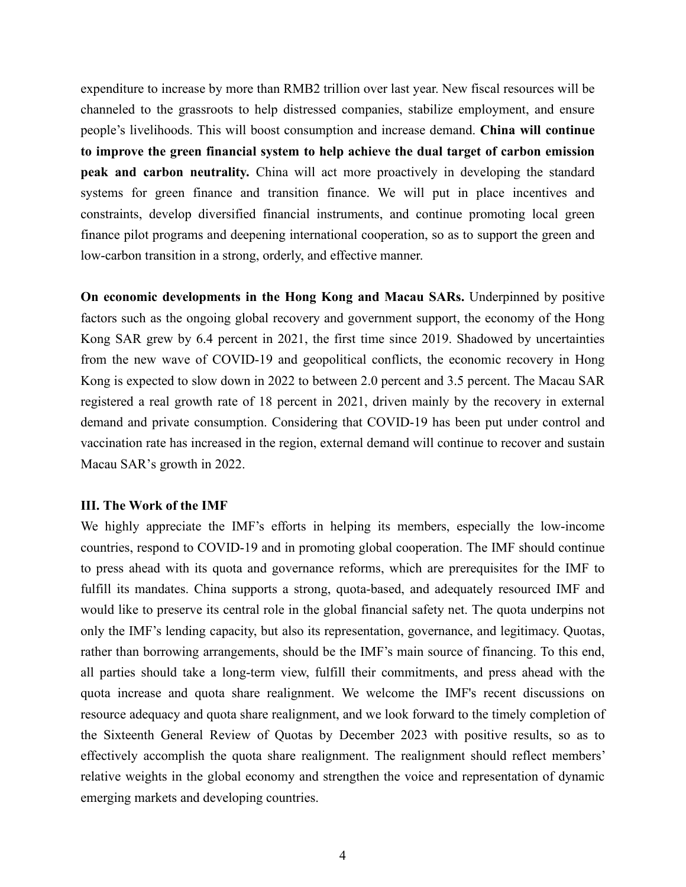expenditure to increase by more than RMB2 trillion over last year. New fiscal resources will be channeled to the grassroots to help distressed companies, stabilize employment, and ensure people's livelihoods. This will boost consumption and increase demand. **China will continue to improve the green financial system to help achieve the dual target of carbon emission peak and carbon neutrality.** China will act more proactively in developing the standard systems for green finance and transition finance. We will put in place incentives and constraints, develop diversified financial instruments, and continue promoting local green finance pilot programs and deepening international cooperation, so as to support the green and low-carbon transition in a strong, orderly, and effective manner.

**On economic developments in the Hong Kong and Macau SARs.** Underpinned by positive factors such as the ongoing global recovery and government support, the economy of the Hong Kong SAR grew by 6.4 percent in 2021, the first time since 2019. Shadowed by uncertainties from the new wave of COVID-19 and geopolitical conflicts, the economic recovery in Hong Kong is expected to slow down in 2022 to between 2.0 percent and 3.5 percent. The Macau SAR registered a real growth rate of 18 percent in 2021, driven mainly by the recovery in external demand and private consumption. Considering that COVID-19 has been put under control and vaccination rate has increased in the region, external demand will continue to recover and sustain Macau SAR's growth in 2022.

## III. The Work of the IMF

We highly appreciate the IMF's efforts in helping its members, especially the low-income countries, respond to COVID-19 and in promoting global cooperation. The IMF should continue to press ahead with its quota and governance reforms, which are prerequisites for the IMF to fulfill its mandates. China supports a strong, quota-based, and adequately resourced IMF and would like to preserve its central role in the global financial safety net. The quota underpins not only the IMF's lending capacity, but also its representation, governance, and legitimacy. Quotas, rather than borrowing arrangements, should be the IMF's main source of financing. To this end, all parties should take a long-term view, fulfill their commitments, and press ahead with the quota increase and quota share realignment. We welcome the IMF's recent discussions on resource adequacy and quota share realignment, and we look forward to the timely completion of the Sixteenth General Review of Quotas by December 2023 with positive results, so as to effectively accomplish the quota share realignment. The realignment should reflect members' relative weights in the global economy and strengthen the voice and representation of dynamic emerging markets and developing countries.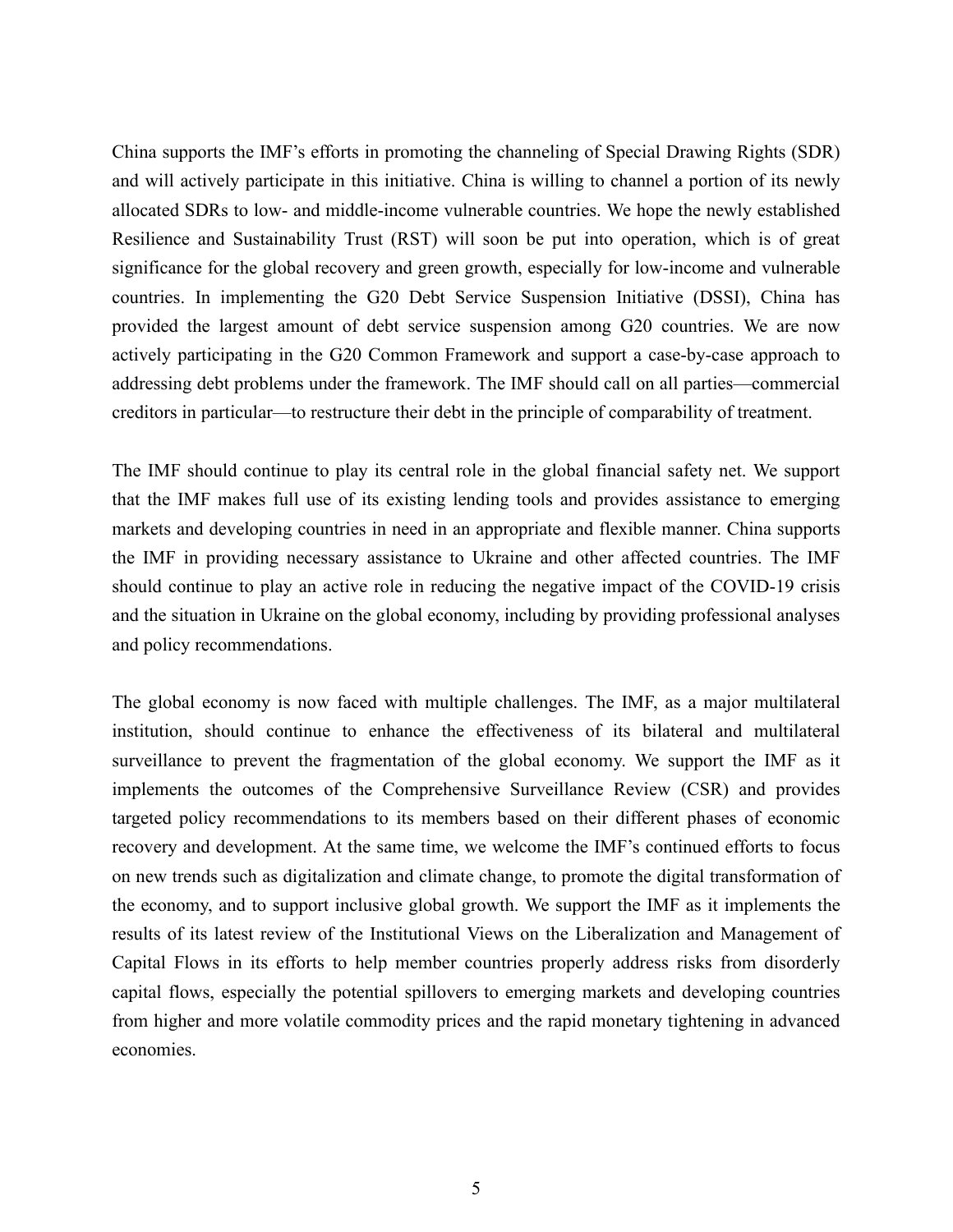China supports the IMF's efforts in promoting the channeling of Special Drawing Rights (SDR) and will actively participate in this initiative. China is willing to channel a portion of its newly allocated SDRs to low- and middle-income vulnerable countries. We hope the newly established Resilience and Sustainability Trust (RST) will soon be put into operation, which is of great significance for the global recovery and green growth, especially for low-income and vulnerable countries. In implementing the G20 Debt Service Suspension Initiative (DSSI), China has provided the largest amount of debt service suspension among G20 countries. We are now actively participating in the G20 Common Framework and support a case-by-case approach to addressing debt problems under the framework. The IMF should call on all parties—commercial creditors in particular—to restructure their debt in the principle of comparability of treatment.

The IMF should continue to play its central role in the global financial safety net. We support that the IMF makes full use of its existing lending tools and provides assistance to emerging markets and developing countries in need in an appropriate and flexible manner. China supports the IMF in providing necessary assistance to Ukraine and other affected countries. The IMF should continue to play an active role in reducing the negative impact of the COVID-19 crisis and the situation in Ukraine on the global economy, including by providing professional analyses and policy recommendations.

The global economy is now faced with multiple challenges. The IMF, as a major multilateral institution, should continue to enhance the effectiveness of its bilateral and multilateral surveillance to prevent the fragmentation of the global economy. We support the IMF as it implements the outcomes of the Comprehensive Surveillance Review (CSR) and provides targeted policy recommendations to its members based on their different phases of economic recovery and development. At the same time, we welcome the IMF's continued efforts to focus on new trends such as digitalization and climate change, to promote the digital transformation of the economy, and to support inclusive global growth. We support the IMF as it implements the results of its latest review of the Institutional Views on the Liberalization and Management of Capital Flows in its efforts to help member countries properly address risks from disorderly capital flows, especially the potential spillovers to emerging markets and developing countries from higher and more volatile commodity prices and the rapid monetary tightening in advanced economies.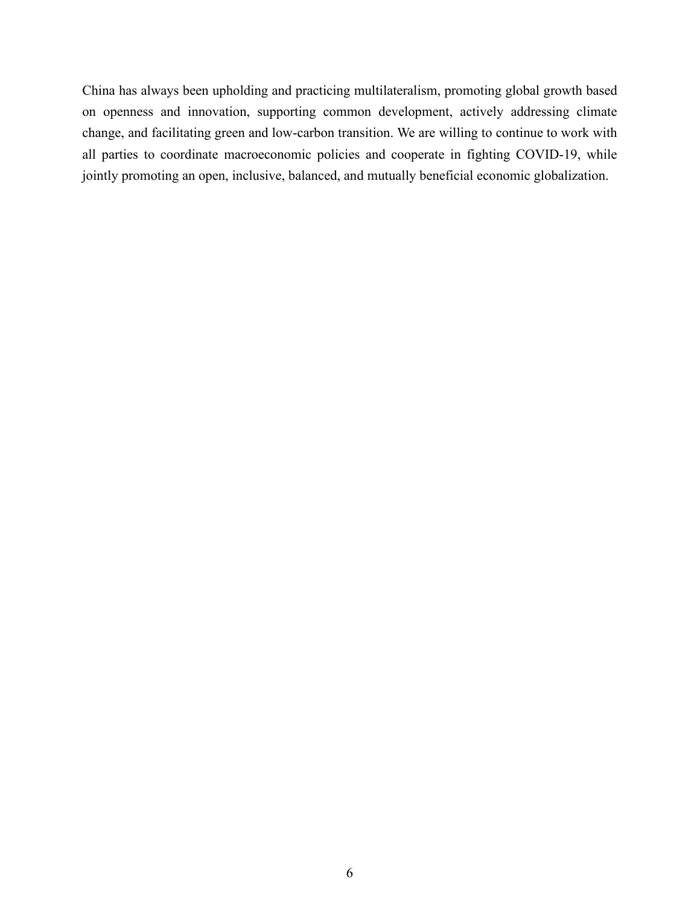China has always been upholding and practicing multilateralism, promoting global growth based on openness and innovation, supporting common development, actively addressing climate change, and facilitating green and low-carbon transition. We are willing to continue to work with all parties to coordinate macroeconomic policies and cooperate in fighting COVID-19, while jointly promoting an open, inclusive, balanced, and mutually beneficial economic globalization.